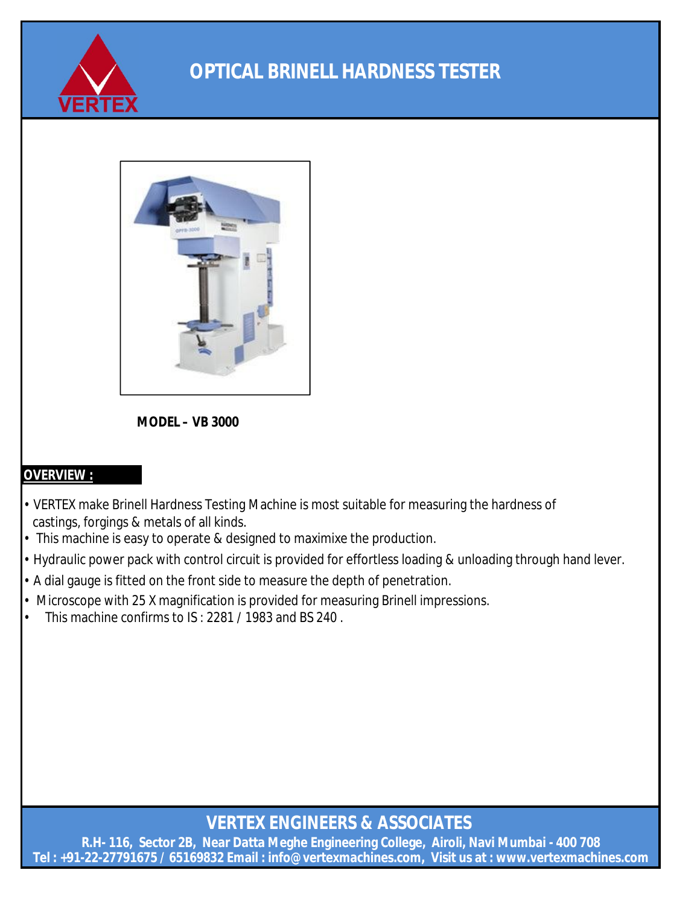# OPTICAL BRINELL HARDNESS TESTER

**MODEL – VB 3000**

**OVERVIEW :**

- VERTEX make Brinell Hardness Testing Machine is most suitable for measuring the hardness of castings, forgings & metals of all kinds.
- This machine is easy to operate & designed to maximixe the production.
- Hydraulic power pack with control circuit is provided for effortless loading & unloading through hand lever.
- A dial gauge is fitted on the front side to measure the depth of penetration.
- Microscope with 25 X magnification is provided for measuring Brinell impressions.
- This machine confirms to IS : 2281 / 1983 and BS 240 .

**VERTEX ENGINEERS & ASSOCIATES**

R.H- 116, Sector 2B, Near Datta Meghe Engineering College, Airoli, Navi Mumbai - 400 708
Tel : +91-22-27791675 / 65169832 Email : info@vertexmachines.com, Visit us at : www.vertexmachines.com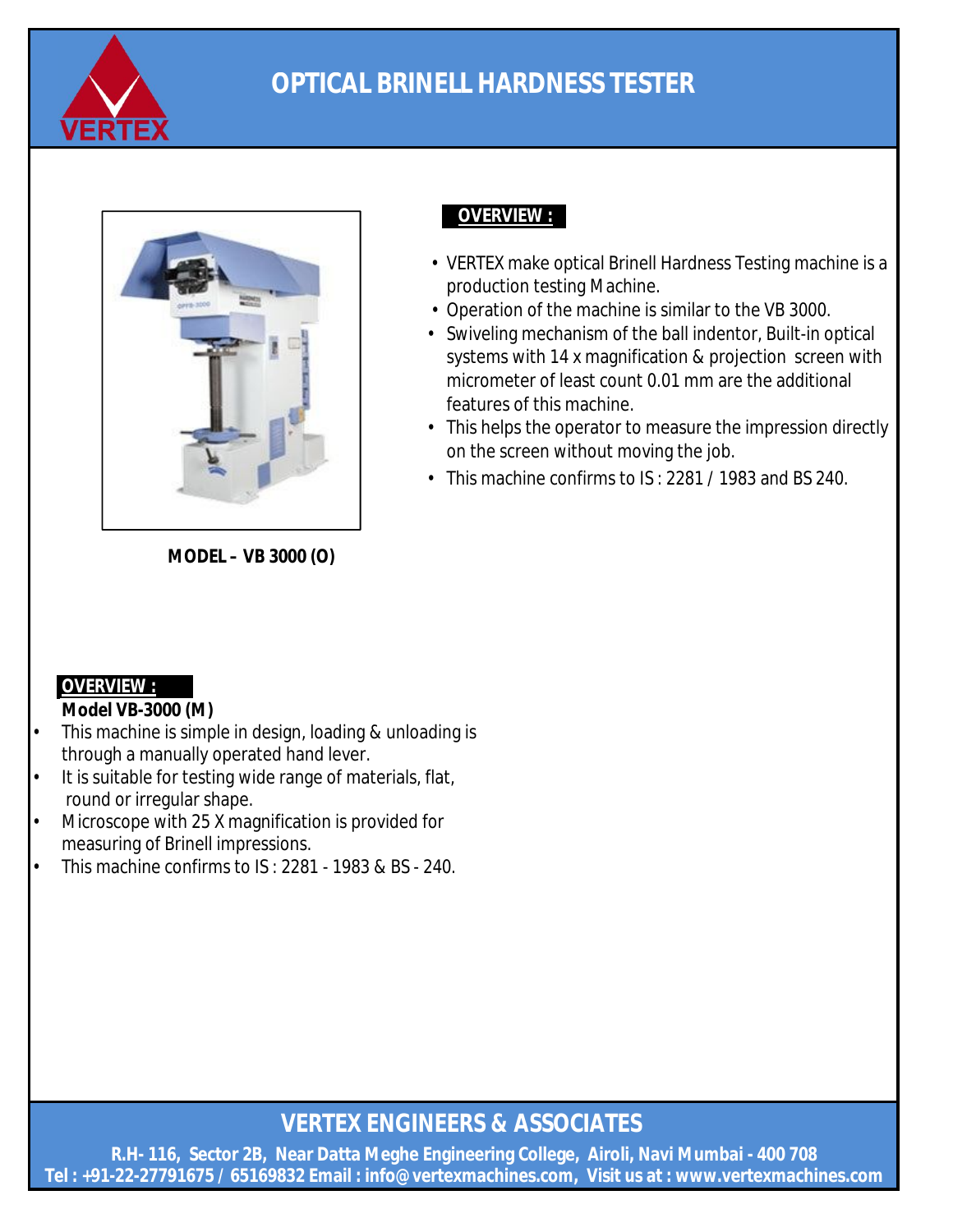# OPTICAL BRINELL HARDNESS TESTER

**MODEL – VB 3000 (O)**

**OVERVIEW :**

- VERTEX make optical Brinell Hardness Testing machine is a production testing Machine.
- Operation of the machine is similar to the VB 3000.
- Swiveling mechanism of the ball indentor, Built-in optical systems with 14 x magnification & projection screen with micrometer of least count 0.01 mm are the additional features of this machine.
- This helps the operator to measure the impression directly on the screen without moving the job.
- This machine confirms to IS : 2281 / 1983 and BS 240.

**OVERVIEW :**

**Model VB-3000 (M)**

- This machine is simple in design, loading & unloading is through a manually operated hand lever.
- It is suitable for testing wide range of materials, flat, round or irregular shape.
- Microscope with 25 X magnification is provided for measuring of Brinell impressions.
- This machine confirms to IS : 2281 - 1983 & BS - 240.

**VERTEX ENGINEERS & ASSOCIATES**

R.H- 116, Sector 2B, Near Datta Meghe Engineering College, Airoli, Navi Mumbai - 400 708
Tel : +91-22-27791675 / 65169832 Email : info@vertexmachines.com, Visit us at : www.vertexmachines.com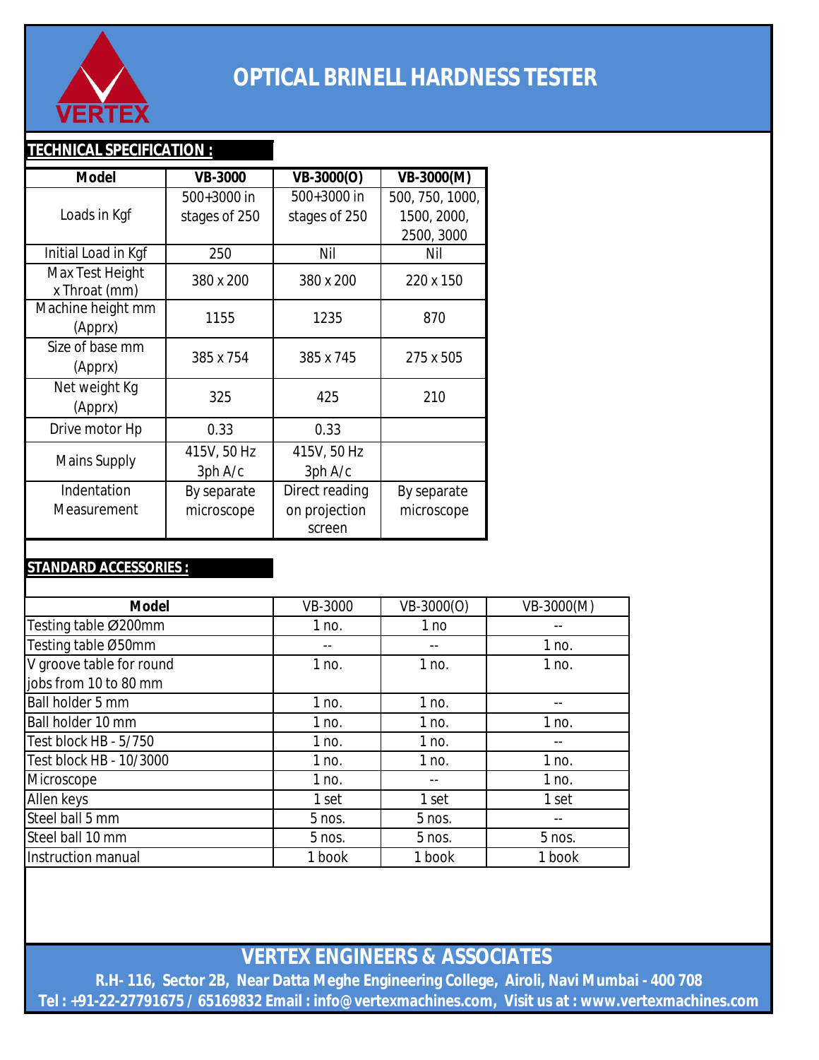VERTEX

# OPTICAL BRINELL HARDNESS TESTER

## TECHNICAL SPECIFICATION :

| Model | VB-3000 | VB-3000(O) | VB-3000(M) |
|---|---|---|---|
| Loads in Kgf | 500+3000 in stages of 250 | 500+3000 in stages of 250 | 500, 750, 1000, 1500, 2000, 2500, 3000 |
| Initial Load in Kgf | 250 | Nil | Nil |
| Max Test Height x Throat (mm) | 380 x 200 | 380 x 200 | 220 x 150 |
| Machine height mm (Apprx) | 1155 | 1235 | 870 |
| Size of base mm (Apprx) | 385 x 754 | 385 x 745 | 275 x 505 |
| Net weight Kg (Apprx) | 325 | 425 | 210 |
| Drive motor Hp | 0.33 | 0.33 | |
| Mains Supply | 415V, 50 Hz 3ph A/c | 415V, 50 Hz 3ph A/c | |
| Indentation Measurement | By separate microscope | Direct reading on projection screen | By separate microscope |

## STANDARD ACCESSORIES :

| Model | VB-3000 | VB-3000(O) | VB-3000(M) |
|---|---|---|---|
| Testing table Ø200mm | 1 no. | 1 no | -- |
| Testing table Ø50mm | -- | -- | 1 no. |
| V groove table for round jobs from 10 to 80 mm | 1 no. | 1 no. | 1 no. |
| Ball holder 5 mm | 1 no. | 1 no. | -- |
| Ball holder 10 mm | 1 no. | 1 no. | 1 no. |
| Test block HB - 5/750 | 1 no. | 1 no. | -- |
| Test block HB - 10/3000 | 1 no. | 1 no. | 1 no. |
| Microscope | 1 no. | -- | 1 no. |
| Allen keys | 1 set | 1 set | 1 set |
| Steel ball 5 mm | 5 nos. | 5 nos. | -- |
| Steel ball 10 mm | 5 nos. | 5 nos. | 5 nos. |
| Instruction manual | 1 book | 1 book | 1 book |

**VERTEX ENGINEERS & ASSOCIATES**

**R.H- 116, Sector 2B, Near Datta Meghe Engineering College, Airoli, Navi Mumbai - 400 708**

**Tel : +91-22-27791675 / 65169832 Email : info@vertexmachines.com, Visit us at : www.vertexmachines.com**